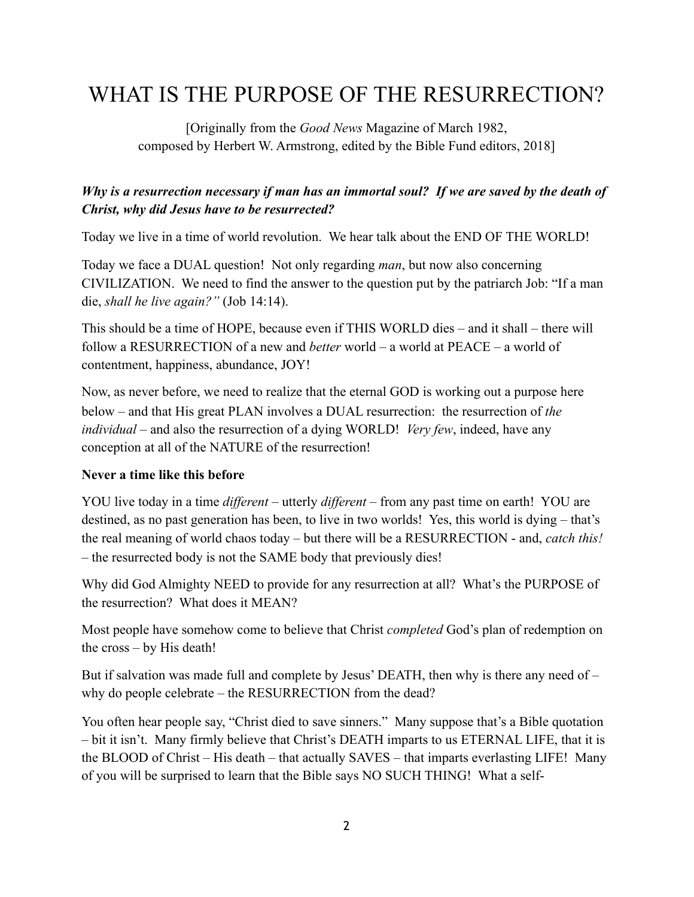# WHAT IS THE PURPOSE OF THE RESURRECTION?

[Originally from the *Good News* Magazine of March 1982,
composed by Herbert W. Armstrong, edited by the Bible Fund editors, 2018]

***Why is a resurrection necessary if man has an immortal soul? If we are saved by the death of Christ, why did Jesus have to be resurrected?***

Today we live in a time of world revolution. We hear talk about the END OF THE WORLD!

Today we face a DUAL question! Not only regarding *man*, but now also concerning CIVILIZATION. We need to find the answer to the question put by the patriarch Job: "If a man die, *shall he live again?"* (Job 14:14).

This should be a time of HOPE, because even if THIS WORLD dies – and it shall – there will follow a RESURRECTION of a new and *better* world – a world at PEACE – a world of contentment, happiness, abundance, JOY!

Now, as never before, we need to realize that the eternal GOD is working out a purpose here below – and that His great PLAN involves a DUAL resurrection: the resurrection of *the individual* – and also the resurrection of a dying WORLD! *Very few*, indeed, have any conception at all of the NATURE of the resurrection!

**Never a time like this before**

YOU live today in a time *different* – utterly *different* – from any past time on earth! YOU are destined, as no past generation has been, to live in two worlds! Yes, this world is dying – that's the real meaning of world chaos today – but there will be a RESURRECTION - and, *catch this!* – the resurrected body is not the SAME body that previously dies!

Why did God Almighty NEED to provide for any resurrection at all? What's the PURPOSE of the resurrection? What does it MEAN?

Most people have somehow come to believe that Christ *completed* God's plan of redemption on the cross – by His death!

But if salvation was made full and complete by Jesus' DEATH, then why is there any need of – why do people celebrate – the RESURRECTION from the dead?

You often hear people say, "Christ died to save sinners." Many suppose that's a Bible quotation – bit it isn't. Many firmly believe that Christ's DEATH imparts to us ETERNAL LIFE, that it is the BLOOD of Christ – His death – that actually SAVES – that imparts everlasting LIFE! Many of you will be surprised to learn that the Bible says NO SUCH THING! What a self-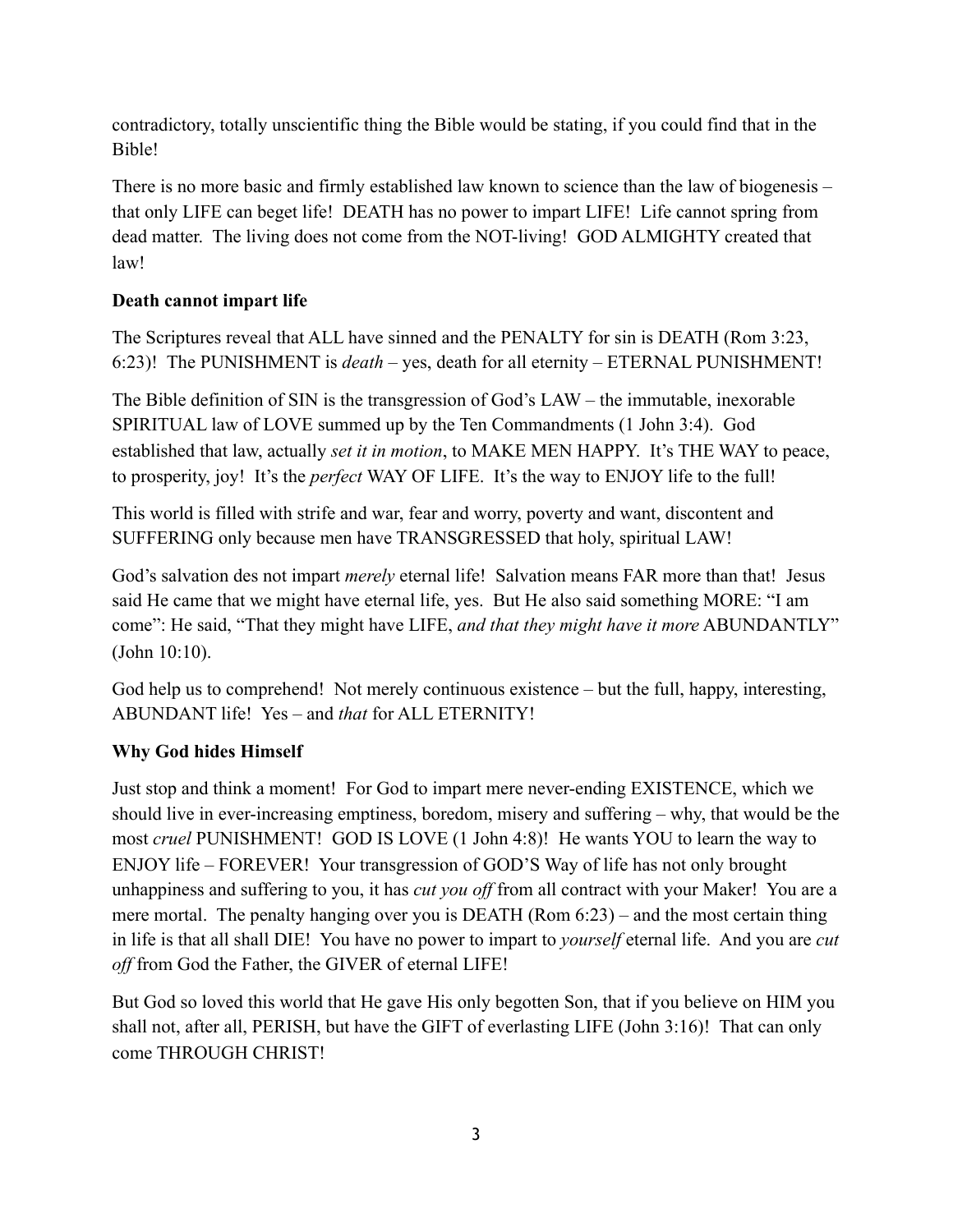contradictory, totally unscientific thing the Bible would be stating, if you could find that in the Bible!

There is no more basic and firmly established law known to science than the law of biogenesis – that only LIFE can beget life! DEATH has no power to impart LIFE! Life cannot spring from dead matter. The living does not come from the NOT-living! GOD ALMIGHTY created that law!

**Death cannot impart life**

The Scriptures reveal that ALL have sinned and the PENALTY for sin is DEATH (Rom 3:23, 6:23)! The PUNISHMENT is *death* – yes, death for all eternity – ETERNAL PUNISHMENT!

The Bible definition of SIN is the transgression of God's LAW – the immutable, inexorable SPIRITUAL law of LOVE summed up by the Ten Commandments (1 John 3:4). God established that law, actually *set it in motion*, to MAKE MEN HAPPY. It's THE WAY to peace, to prosperity, joy! It's the *perfect* WAY OF LIFE. It's the way to ENJOY life to the full!

This world is filled with strife and war, fear and worry, poverty and want, discontent and SUFFERING only because men have TRANSGRESSED that holy, spiritual LAW!

God's salvation des not impart *merely* eternal life! Salvation means FAR more than that! Jesus said He came that we might have eternal life, yes. But He also said something MORE: "I am come": He said, "That they might have LIFE, *and that they might have it more* ABUNDANTLY" (John 10:10).

God help us to comprehend! Not merely continuous existence – but the full, happy, interesting, ABUNDANT life! Yes – and *that* for ALL ETERNITY!

**Why God hides Himself**

Just stop and think a moment! For God to impart mere never-ending EXISTENCE, which we should live in ever-increasing emptiness, boredom, misery and suffering – why, that would be the most *cruel* PUNISHMENT! GOD IS LOVE (1 John 4:8)! He wants YOU to learn the way to ENJOY life – FOREVER! Your transgression of GOD'S Way of life has not only brought unhappiness and suffering to you, it has *cut you off* from all contract with your Maker! You are a mere mortal. The penalty hanging over you is DEATH (Rom 6:23) – and the most certain thing in life is that all shall DIE! You have no power to impart to *yourself* eternal life. And you are *cut off* from God the Father, the GIVER of eternal LIFE!

But God so loved this world that He gave His only begotten Son, that if you believe on HIM you shall not, after all, PERISH, but have the GIFT of everlasting LIFE (John 3:16)! That can only come THROUGH CHRIST!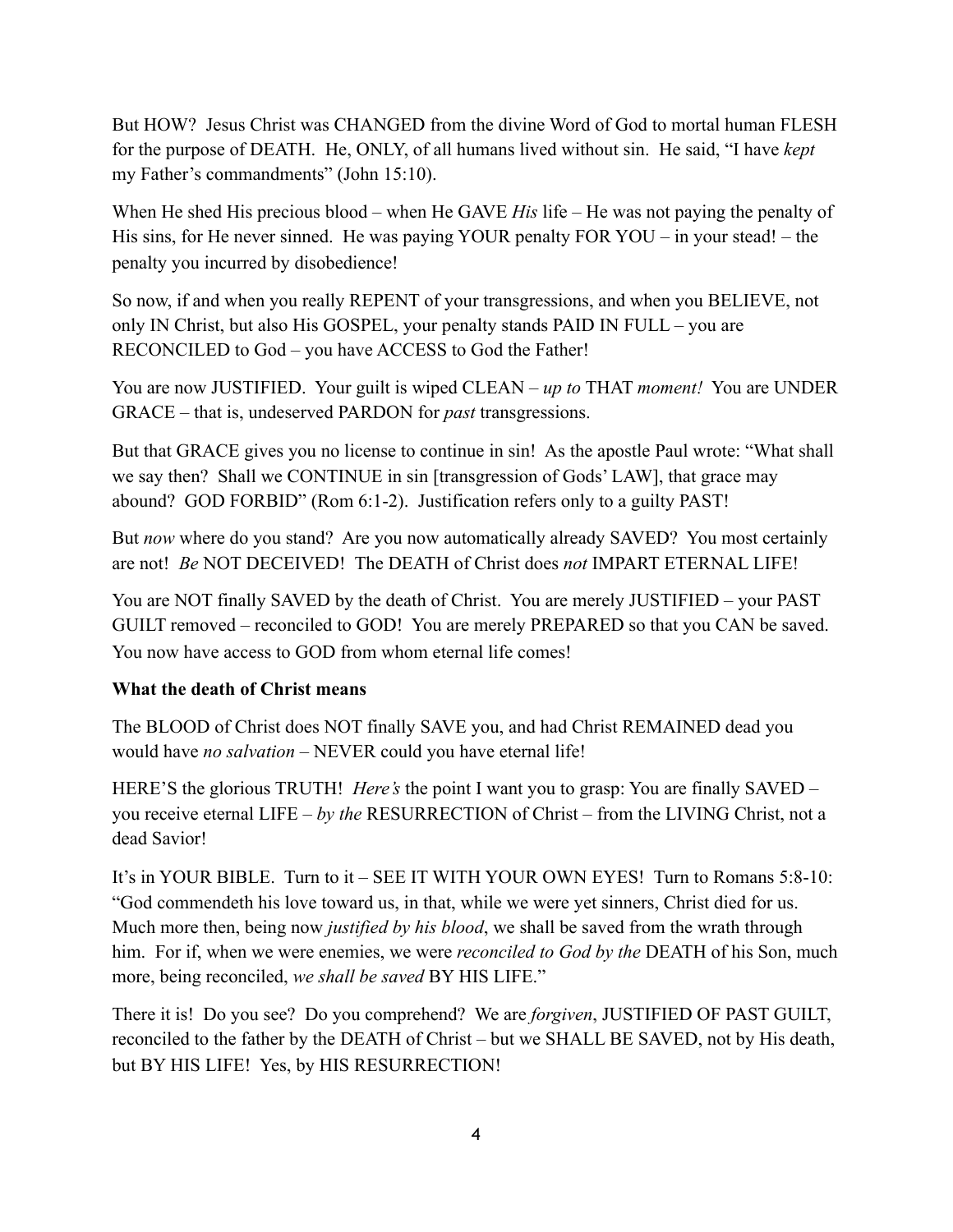But HOW? Jesus Christ was CHANGED from the divine Word of God to mortal human FLESH for the purpose of DEATH. He, ONLY, of all humans lived without sin. He said, "I have *kept* my Father's commandments" (John 15:10).

When He shed His precious blood – when He GAVE *His* life – He was not paying the penalty of His sins, for He never sinned. He was paying YOUR penalty FOR YOU – in your stead! – the penalty you incurred by disobedience!

So now, if and when you really REPENT of your transgressions, and when you BELIEVE, not only IN Christ, but also His GOSPEL, your penalty stands PAID IN FULL – you are RECONCILED to God – you have ACCESS to God the Father!

You are now JUSTIFIED. Your guilt is wiped CLEAN – *up to* THAT *moment!* You are UNDER GRACE – that is, undeserved PARDON for *past* transgressions.

But that GRACE gives you no license to continue in sin! As the apostle Paul wrote: "What shall we say then? Shall we CONTINUE in sin [transgression of Gods' LAW], that grace may abound? GOD FORBID" (Rom 6:1-2). Justification refers only to a guilty PAST!

But *now* where do you stand? Are you now automatically already SAVED? You most certainly are not! *Be* NOT DECEIVED! The DEATH of Christ does *not* IMPART ETERNAL LIFE!

You are NOT finally SAVED by the death of Christ. You are merely JUSTIFIED – your PAST GUILT removed – reconciled to GOD! You are merely PREPARED so that you CAN be saved. You now have access to GOD from whom eternal life comes!

**What the death of Christ means**

The BLOOD of Christ does NOT finally SAVE you, and had Christ REMAINED dead you would have *no salvation* – NEVER could you have eternal life!

HERE'S the glorious TRUTH! *Here's* the point I want you to grasp: You are finally SAVED – you receive eternal LIFE – *by the* RESURRECTION of Christ – from the LIVING Christ, not a dead Savior!

It's in YOUR BIBLE. Turn to it – SEE IT WITH YOUR OWN EYES! Turn to Romans 5:8-10: "God commendeth his love toward us, in that, while we were yet sinners, Christ died for us. Much more then, being now *justified by his blood*, we shall be saved from the wrath through him. For if, when we were enemies, we were *reconciled to God by the* DEATH of his Son, much more, being reconciled, *we shall be saved* BY HIS LIFE."

There it is! Do you see? Do you comprehend? We are *forgiven*, JUSTIFIED OF PAST GUILT, reconciled to the father by the DEATH of Christ – but we SHALL BE SAVED, not by His death, but BY HIS LIFE! Yes, by HIS RESURRECTION!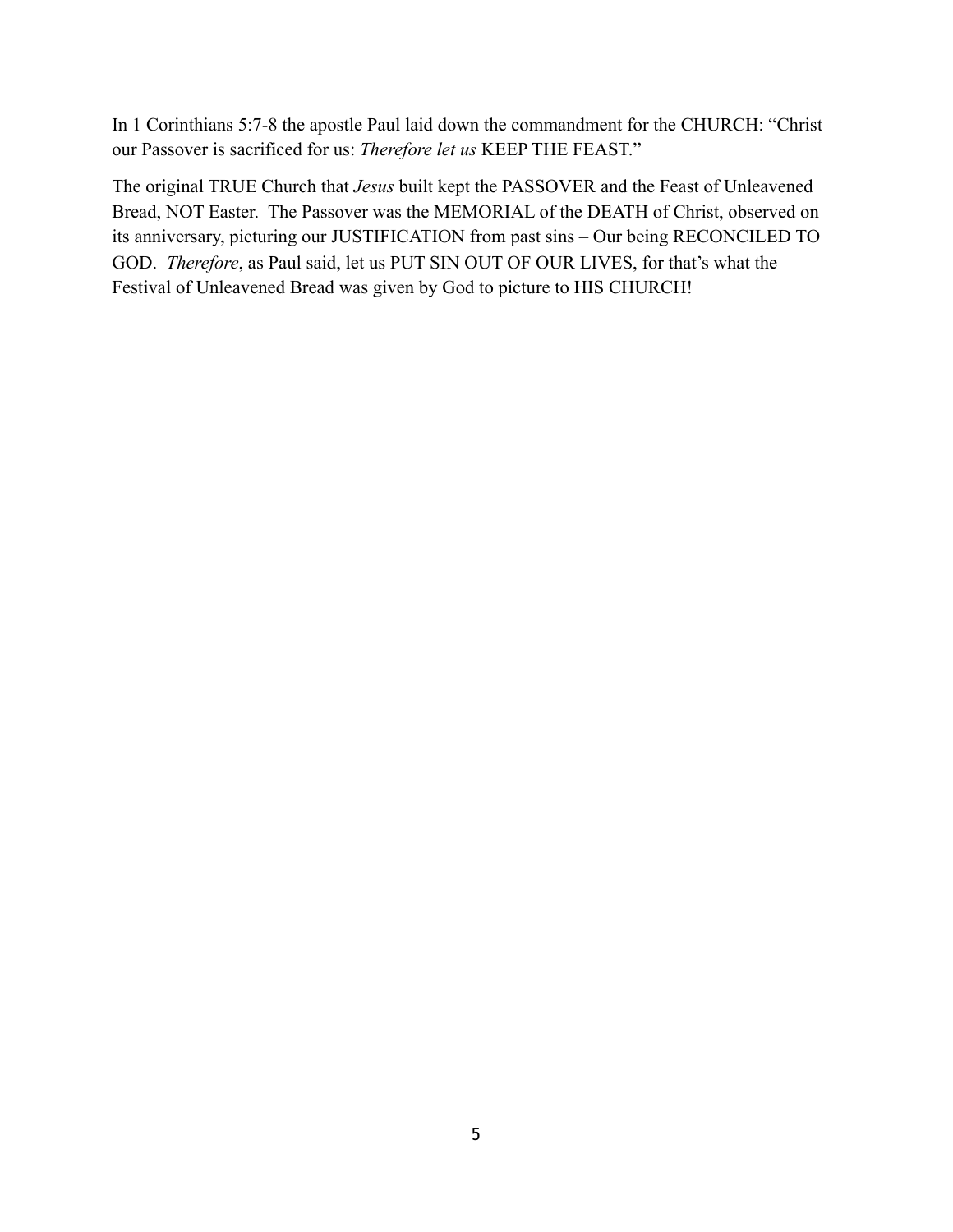In 1 Corinthians 5:7-8 the apostle Paul laid down the commandment for the CHURCH: "Christ our Passover is sacrificed for us: *Therefore let us* KEEP THE FEAST."

The original TRUE Church that *Jesus* built kept the PASSOVER and the Feast of Unleavened Bread, NOT Easter. The Passover was the MEMORIAL of the DEATH of Christ, observed on its anniversary, picturing our JUSTIFICATION from past sins – Our being RECONCILED TO GOD. *Therefore*, as Paul said, let us PUT SIN OUT OF OUR LIVES, for that's what the Festival of Unleavened Bread was given by God to picture to HIS CHURCH!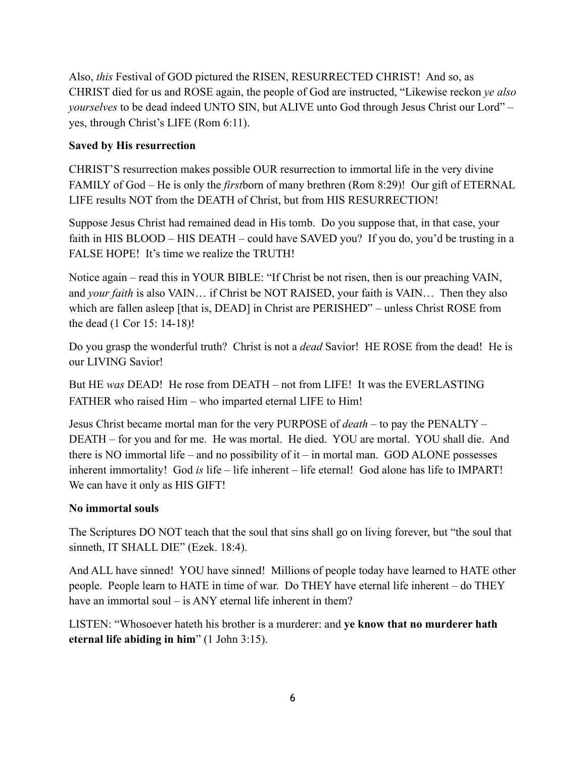Also, *this* Festival of GOD pictured the RISEN, RESURRECTED CHRIST! And so, as CHRIST died for us and ROSE again, the people of God are instructed, "Likewise reckon *ye also yourselves* to be dead indeed UNTO SIN, but ALIVE unto God through Jesus Christ our Lord" – yes, through Christ's LIFE (Rom 6:11).

**Saved by His resurrection**

CHRIST'S resurrection makes possible OUR resurrection to immortal life in the very divine FAMILY of God – He is only the *first*born of many brethren (Rom 8:29)! Our gift of ETERNAL LIFE results NOT from the DEATH of Christ, but from HIS RESURRECTION!

Suppose Jesus Christ had remained dead in His tomb. Do you suppose that, in that case, your faith in HIS BLOOD – HIS DEATH – could have SAVED you? If you do, you'd be trusting in a FALSE HOPE! It's time we realize the TRUTH!

Notice again – read this in YOUR BIBLE: "If Christ be not risen, then is our preaching VAIN, and *your faith* is also VAIN… if Christ be NOT RAISED, your faith is VAIN… Then they also which are fallen asleep [that is, DEAD] in Christ are PERISHED" – unless Christ ROSE from the dead (1 Cor 15: 14-18)!

Do you grasp the wonderful truth? Christ is not a *dead* Savior! HE ROSE from the dead! He is our LIVING Savior!

But HE *was* DEAD! He rose from DEATH – not from LIFE! It was the EVERLASTING FATHER who raised Him – who imparted eternal LIFE to Him!

Jesus Christ became mortal man for the very PURPOSE of *death* – to pay the PENALTY – DEATH – for you and for me. He was mortal. He died. YOU are mortal. YOU shall die. And there is NO immortal life – and no possibility of it – in mortal man. GOD ALONE possesses inherent immortality! God *is* life – life inherent – life eternal! God alone has life to IMPART! We can have it only as HIS GIFT!

**No immortal souls**

The Scriptures DO NOT teach that the soul that sins shall go on living forever, but "the soul that sinneth, IT SHALL DIE" (Ezek. 18:4).

And ALL have sinned! YOU have sinned! Millions of people today have learned to HATE other people. People learn to HATE in time of war. Do THEY have eternal life inherent – do THEY have an immortal soul – is ANY eternal life inherent in them?

LISTEN: "Whosoever hateth his brother is a murderer: and **ye know that no murderer hath eternal life abiding in him**" (1 John 3:15).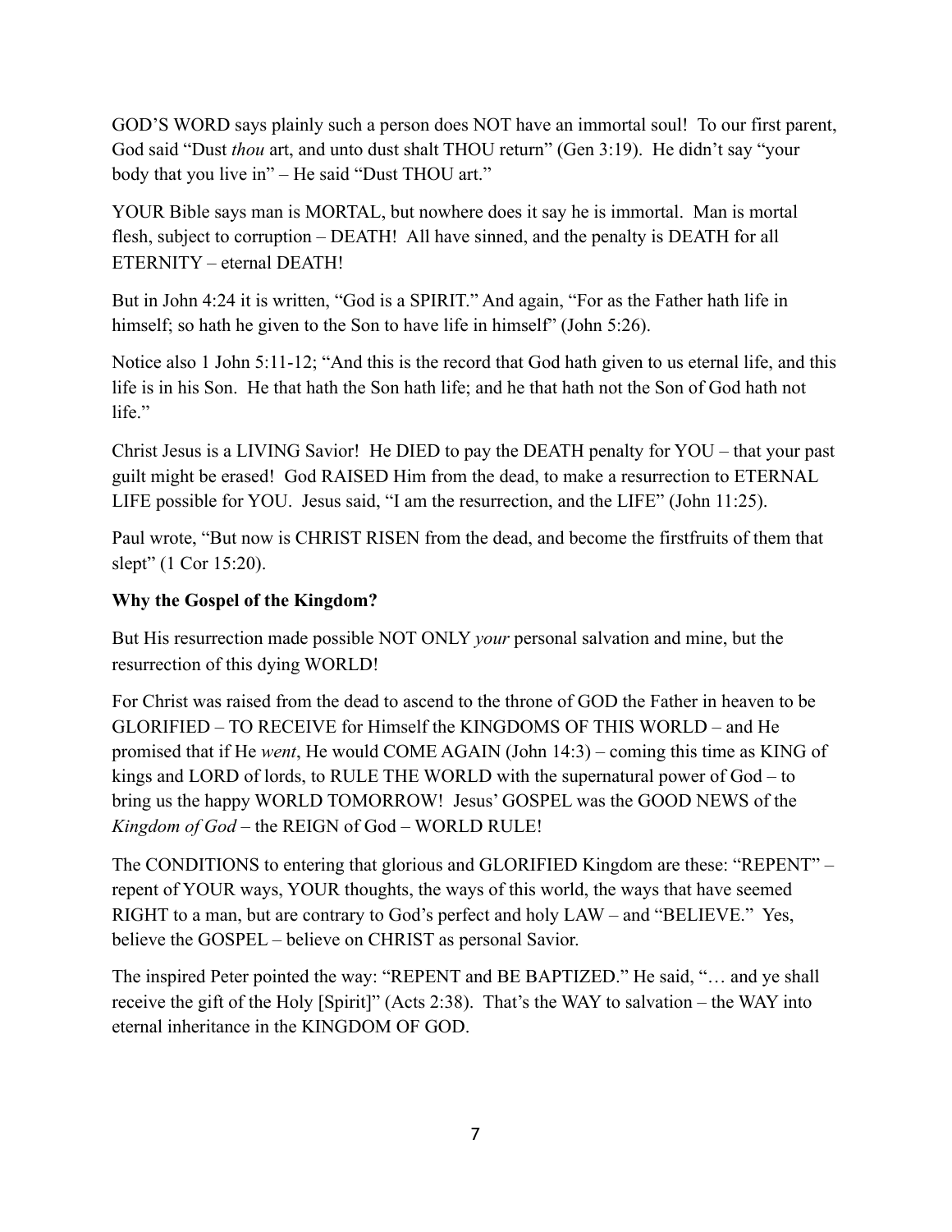GOD'S WORD says plainly such a person does NOT have an immortal soul! To our first parent, God said "Dust *thou* art, and unto dust shalt THOU return" (Gen 3:19). He didn't say "your body that you live in" – He said "Dust THOU art."

YOUR Bible says man is MORTAL, but nowhere does it say he is immortal. Man is mortal flesh, subject to corruption – DEATH! All have sinned, and the penalty is DEATH for all ETERNITY – eternal DEATH!

But in John 4:24 it is written, "God is a SPIRIT." And again, "For as the Father hath life in himself; so hath he given to the Son to have life in himself" (John 5:26).

Notice also 1 John 5:11-12; "And this is the record that God hath given to us eternal life, and this life is in his Son. He that hath the Son hath life; and he that hath not the Son of God hath not life."

Christ Jesus is a LIVING Savior! He DIED to pay the DEATH penalty for YOU – that your past guilt might be erased! God RAISED Him from the dead, to make a resurrection to ETERNAL LIFE possible for YOU. Jesus said, "I am the resurrection, and the LIFE" (John 11:25).

Paul wrote, "But now is CHRIST RISEN from the dead, and become the firstfruits of them that slept" (1 Cor 15:20).

**Why the Gospel of the Kingdom?**

But His resurrection made possible NOT ONLY *your* personal salvation and mine, but the resurrection of this dying WORLD!

For Christ was raised from the dead to ascend to the throne of GOD the Father in heaven to be GLORIFIED – TO RECEIVE for Himself the KINGDOMS OF THIS WORLD – and He promised that if He *went*, He would COME AGAIN (John 14:3) – coming this time as KING of kings and LORD of lords, to RULE THE WORLD with the supernatural power of God – to bring us the happy WORLD TOMORROW! Jesus' GOSPEL was the GOOD NEWS of the *Kingdom of God* – the REIGN of God – WORLD RULE!

The CONDITIONS to entering that glorious and GLORIFIED Kingdom are these: "REPENT" – repent of YOUR ways, YOUR thoughts, the ways of this world, the ways that have seemed RIGHT to a man, but are contrary to God's perfect and holy LAW – and "BELIEVE." Yes, believe the GOSPEL – believe on CHRIST as personal Savior.

The inspired Peter pointed the way: "REPENT and BE BAPTIZED." He said, "… and ye shall receive the gift of the Holy [Spirit]" (Acts 2:38). That's the WAY to salvation – the WAY into eternal inheritance in the KINGDOM OF GOD.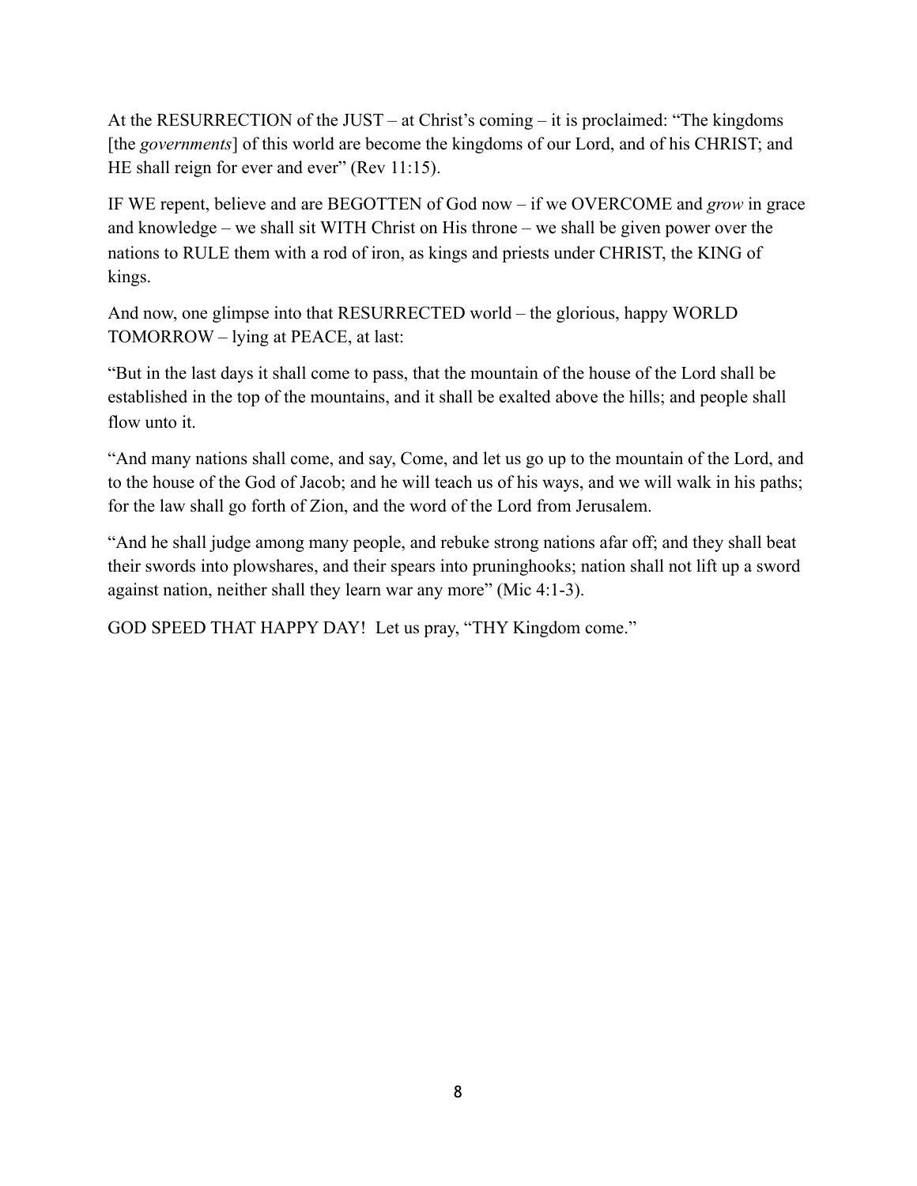At the RESURRECTION of the JUST – at Christ's coming – it is proclaimed: "The kingdoms [the *governments*] of this world are become the kingdoms of our Lord, and of his CHRIST; and HE shall reign for ever and ever" (Rev 11:15).

IF WE repent, believe and are BEGOTTEN of God now – if we OVERCOME and *grow* in grace and knowledge – we shall sit WITH Christ on His throne – we shall be given power over the nations to RULE them with a rod of iron, as kings and priests under CHRIST, the KING of kings.

And now, one glimpse into that RESURRECTED world – the glorious, happy WORLD TOMORROW – lying at PEACE, at last:

"But in the last days it shall come to pass, that the mountain of the house of the Lord shall be established in the top of the mountains, and it shall be exalted above the hills; and people shall flow unto it.

"And many nations shall come, and say, Come, and let us go up to the mountain of the Lord, and to the house of the God of Jacob; and he will teach us of his ways, and we will walk in his paths; for the law shall go forth of Zion, and the word of the Lord from Jerusalem.

"And he shall judge among many people, and rebuke strong nations afar off; and they shall beat their swords into plowshares, and their spears into pruninghooks; nation shall not lift up a sword against nation, neither shall they learn war any more" (Mic 4:1-3).

GOD SPEED THAT HAPPY DAY! Let us pray, "THY Kingdom come."